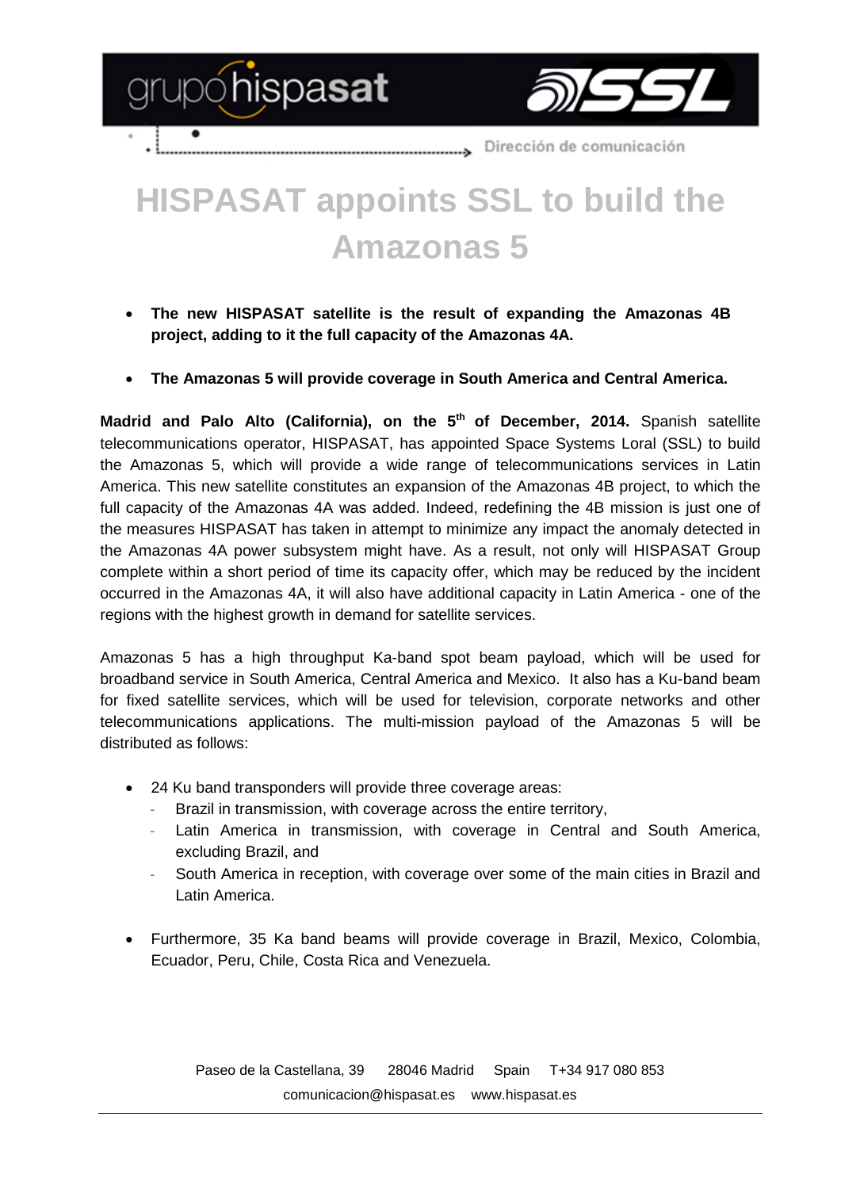Dirección de comunicación

# HISPASAT appoints SSL to build the Amazonas 5

- **The new HISPASAT satellite is the result of expanding the Amazonas 4B project, adding to it the full capacity of the Amazonas 4A.**
- **The Amazonas 5 will provide coverage in South America and Central America.**

**Madrid and Palo Alto (California), on the 5th of December, 2014.** Spanish satellite telecommunications operator, HISPASAT, has appointed Space Systems Loral (SSL) to build the Amazonas 5, which will provide a wide range of telecommunications services in Latin America. This new satellite constitutes an expansion of the Amazonas 4B project, to which the full capacity of the Amazonas 4A was added. Indeed, redefining the 4B mission is just one of the measures HISPASAT has taken in attempt to minimize any impact the anomaly detected in the Amazonas 4A power subsystem might have. As a result, not only will HISPASAT Group complete within a short period of time its capacity offer, which may be reduced by the incident occurred in the Amazonas 4A, it will also have additional capacity in Latin America - one of the regions with the highest growth in demand for satellite services.

Amazonas 5 has a high throughput Ka-band spot beam payload, which will be used for broadband service in South America, Central America and Mexico. It also has a Ku-band beam for fixed satellite services, which will be used for television, corporate networks and other telecommunications applications. The multi-mission payload of the Amazonas 5 will be distributed as follows:

- 24 Ku band transponders will provide three coverage areas:
  - Brazil in transmission, with coverage across the entire territory,
  - Latin America in transmission, with coverage in Central and South America, excluding Brazil, and
  - South America in reception, with coverage over some of the main cities in Brazil and Latin America.
- Furthermore, 35 Ka band beams will provide coverage in Brazil, Mexico, Colombia, Ecuador, Peru, Chile, Costa Rica and Venezuela.

Paseo de la Castellana, 39 28046 Madrid Spain T+34 917 080 853
comunicacion@hispasat.es www.hispasat.es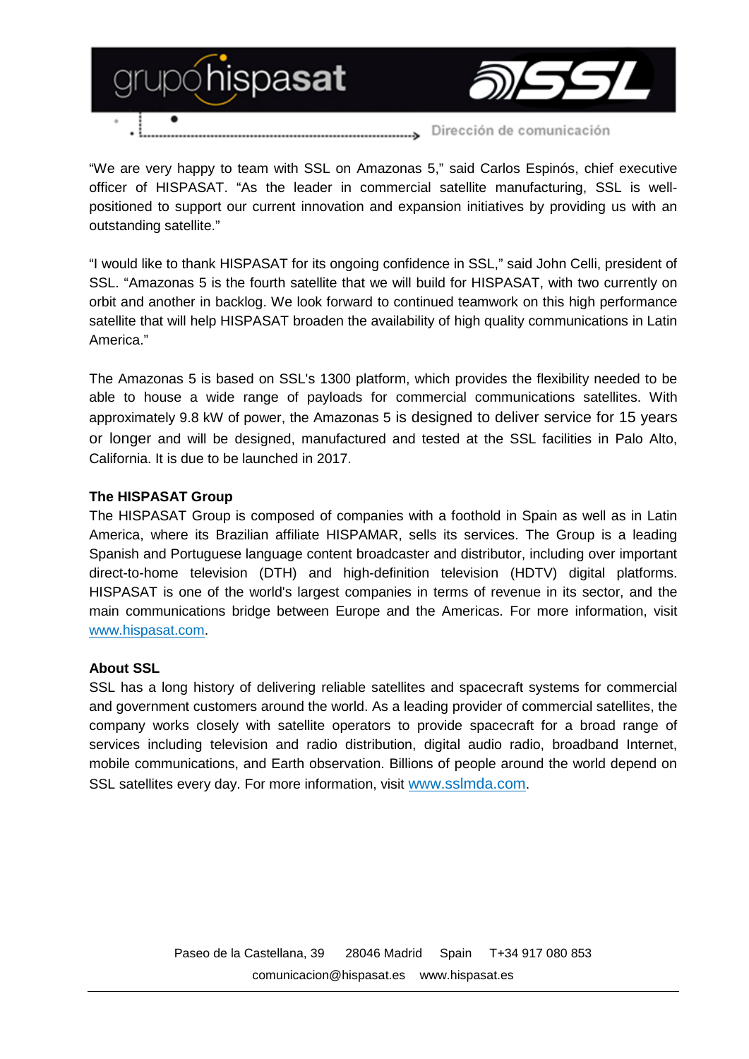"We are very happy to team with SSL on Amazonas 5," said Carlos Espinós, chief executive officer of HISPASAT. "As the leader in commercial satellite manufacturing, SSL is well-positioned to support our current innovation and expansion initiatives by providing us with an outstanding satellite."

"I would like to thank HISPASAT for its ongoing confidence in SSL," said John Celli, president of SSL. "Amazonas 5 is the fourth satellite that we will build for HISPASAT, with two currently on orbit and another in backlog. We look forward to continued teamwork on this high performance satellite that will help HISPASAT broaden the availability of high quality communications in Latin America."

The Amazonas 5 is based on SSL's 1300 platform, which provides the flexibility needed to be able to house a wide range of payloads for commercial communications satellites. With approximately 9.8 kW of power, the Amazonas 5 is designed to deliver service for 15 years or longer and will be designed, manufactured and tested at the SSL facilities in Palo Alto, California. It is due to be launched in 2017.

**The HISPASAT Group**

The HISPASAT Group is composed of companies with a foothold in Spain as well as in Latin America, where its Brazilian affiliate HISPAMAR, sells its services. The Group is a leading Spanish and Portuguese language content broadcaster and distributor, including over important direct-to-home television (DTH) and high-definition television (HDTV) digital platforms. HISPASAT is one of the world's largest companies in terms of revenue in its sector, and the main communications bridge between Europe and the Americas. For more information, visit www.hispasat.com.

**About SSL**

SSL has a long history of delivering reliable satellites and spacecraft systems for commercial and government customers around the world. As a leading provider of commercial satellites, the company works closely with satellite operators to provide spacecraft for a broad range of services including television and radio distribution, digital audio radio, broadband Internet, mobile communications, and Earth observation. Billions of people around the world depend on SSL satellites every day. For more information, visit www.sslmda.com.